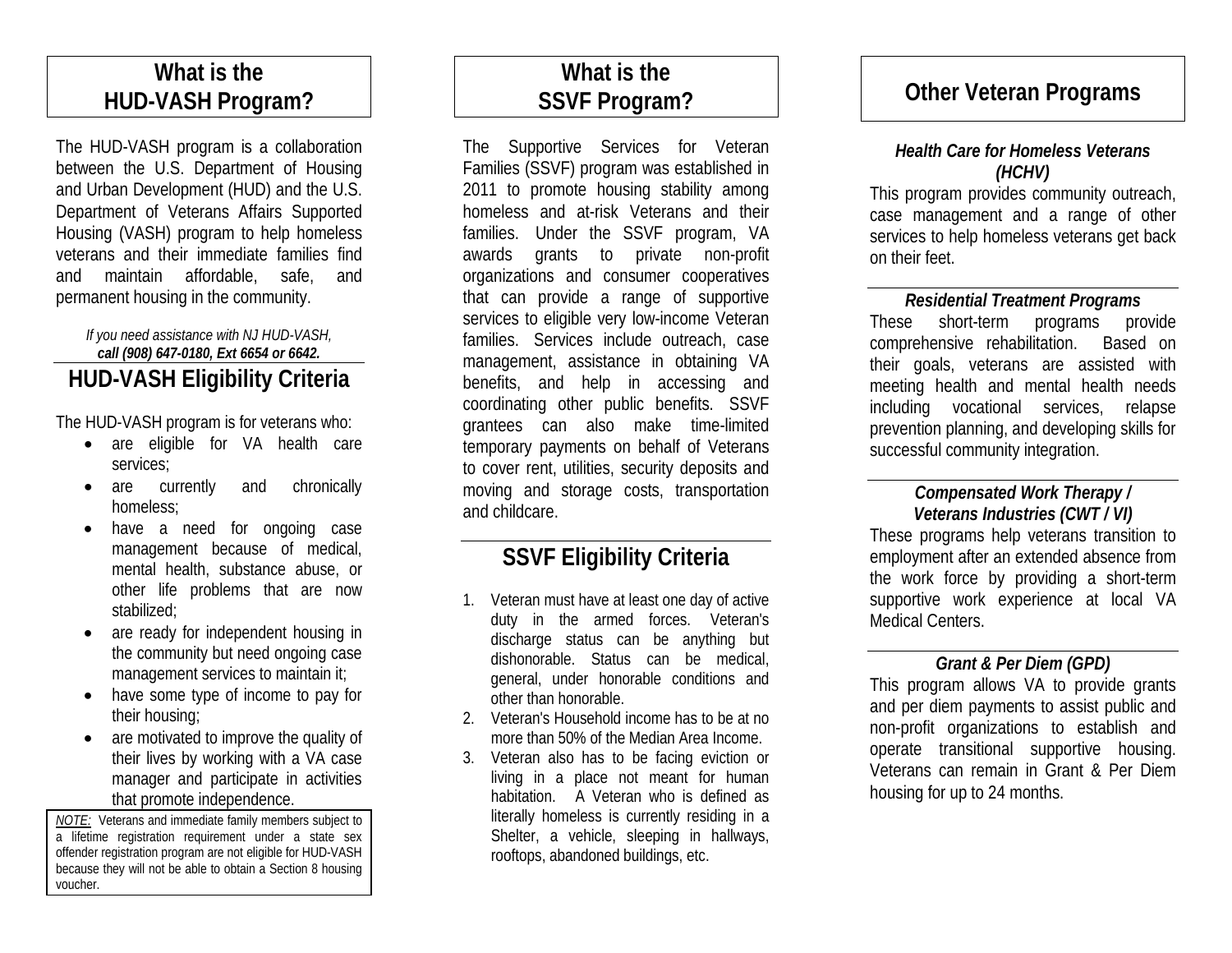## What is the HUD-VASH Program?

The HUD-VASH program is a collaboration between the U.S. Department of Housing and Urban Development (HUD) and the U.S. Department of Veterans Affairs Supported Housing (VASH) program to help homeless veterans and their immediate families find and maintain affordable, safe, and permanent housing in the community.

*If you need assistance with NJ HUD-VASH,*
***call (908) 647-0180, Ext 6654 or 6642.***

## HUD-VASH Eligibility Criteria

The HUD-VASH program is for veterans who:

- are eligible for VA health care services;
- are currently and chronically homeless;
- have a need for ongoing case management because of medical, mental health, substance abuse, or other life problems that are now stabilized;
- are ready for independent housing in the community but need ongoing case management services to maintain it;
- have some type of income to pay for their housing;
- are motivated to improve the quality of their lives by working with a VA case manager and participate in activities that promote independence.

*NOTE:* Veterans and immediate family members subject to a lifetime registration requirement under a state sex offender registration program are not eligible for HUD-VASH because they will not be able to obtain a Section 8 housing voucher.

## What is the SSVF Program?

The Supportive Services for Veteran Families (SSVF) program was established in 2011 to promote housing stability among homeless and at-risk Veterans and their families. Under the SSVF program, VA awards grants to private non-profit organizations and consumer cooperatives that can provide a range of supportive services to eligible very low-income Veteran families. Services include outreach, case management, assistance in obtaining VA benefits, and help in accessing and coordinating other public benefits. SSVF grantees can also make time-limited temporary payments on behalf of Veterans to cover rent, utilities, security deposits and moving and storage costs, transportation and childcare.

## SSVF Eligibility Criteria

1. Veteran must have at least one day of active duty in the armed forces. Veteran's discharge status can be anything but dishonorable. Status can be medical, general, under honorable conditions and other than honorable.
2. Veteran's Household income has to be at no more than 50% of the Median Area Income.
3. Veteran also has to be facing eviction or living in a place not meant for human habitation. A Veteran who is defined as literally homeless is currently residing in a Shelter, a vehicle, sleeping in hallways, rooftops, abandoned buildings, etc.

## Other Veteran Programs

***Health Care for Homeless Veterans (HCHV)***

This program provides community outreach, case management and a range of other services to help homeless veterans get back on their feet.

***Residential Treatment Programs***

These short-term programs provide comprehensive rehabilitation. Based on their goals, veterans are assisted with meeting health and mental health needs including vocational services, relapse prevention planning, and developing skills for successful community integration.

***Compensated Work Therapy / Veterans Industries (CWT / VI)***

These programs help veterans transition to employment after an extended absence from the work force by providing a short-term supportive work experience at local VA Medical Centers.

***Grant & Per Diem (GPD)***

This program allows VA to provide grants and per diem payments to assist public and non-profit organizations to establish and operate transitional supportive housing. Veterans can remain in Grant & Per Diem housing for up to 24 months.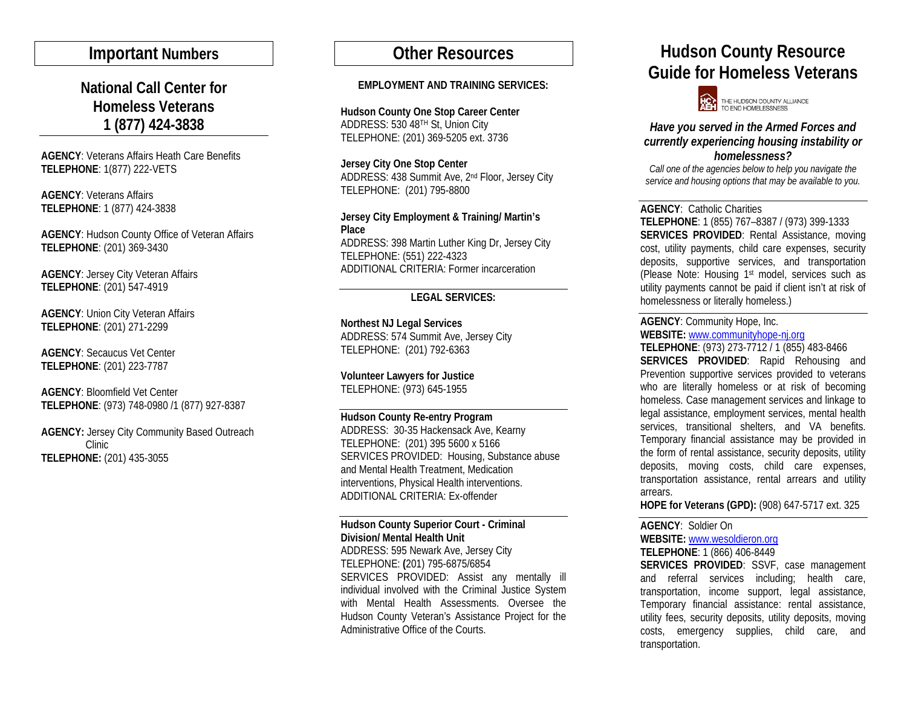## Important Numbers

### National Call Center for Homeless Veterans 1 (877) 424-3838

**AGENCY**: Veterans Affairs Heath Care Benefits
**TELEPHONE**: 1(877) 222-VETS

**AGENCY**: Veterans Affairs
**TELEPHONE**: 1 (877) 424-3838

**AGENCY**: Hudson County Office of Veteran Affairs
**TELEPHONE**: (201) 369-3430

**AGENCY**: Jersey City Veteran Affairs
**TELEPHONE**: (201) 547-4919

**AGENCY**: Union City Veteran Affairs
**TELEPHONE**: (201) 271-2299

**AGENCY**: Secaucus Vet Center
**TELEPHONE**: (201) 223-7787

**AGENCY**: Bloomfield Vet Center
**TELEPHONE**: (973) 748-0980 /1 (877) 927-8387

**AGENCY:** Jersey City Community Based Outreach Clinic
**TELEPHONE:** (201) 435-3055

## Other Resources

**EMPLOYMENT AND TRAINING SERVICES:**

**Hudson County One Stop Career Center**
ADDRESS: 530 48TH St, Union City
TELEPHONE: (201) 369-5205 ext. 3736

**Jersey City One Stop Center**
ADDRESS: 438 Summit Ave, 2nd Floor, Jersey City
TELEPHONE: (201) 795-8800

**Jersey City Employment & Training/ Martin's Place**
ADDRESS: 398 Martin Luther King Dr, Jersey City
TELEPHONE: (551) 222-4323
ADDITIONAL CRITERIA: Former incarceration

**LEGAL SERVICES:**

**Northeast NJ Legal Services**
ADDRESS: 574 Summit Ave, Jersey City
TELEPHONE: (201) 792-6363

**Volunteer Lawyers for Justice**
TELEPHONE: (973) 645-1955

**Hudson County Re-entry Program**
ADDRESS: 30-35 Hackensack Ave, Kearny
TELEPHONE: (201) 395 5600 x 5166
SERVICES PROVIDED: Housing, Substance abuse and Mental Health Treatment, Medication interventions, Physical Health interventions.
ADDITIONAL CRITERIA: Ex-offender

**Hudson County Superior Court - Criminal Division/ Mental Health Unit**
ADDRESS: 595 Newark Ave, Jersey City
TELEPHONE: **(**201) 795-6875/6854
SERVICES PROVIDED: Assist any mentally ill individual involved with the Criminal Justice System with Mental Health Assessments. Oversee the Hudson County Veteran's Assistance Project for the Administrative Office of the Courts.

# Hudson County Resource Guide for Homeless Veterans

THE HUDSON COUNTY ALLIANCE TO END HOMELESSNESS

***Have you served in the Armed Forces and currently experiencing housing instability or homelessness?***

*Call one of the agencies below to help you navigate the service and housing options that may be available to you.*

**AGENCY**: Catholic Charities
**TELEPHONE**: 1 (855) 767–8387 / (973) 399-1333
**SERVICES PROVIDED**: Rental Assistance, moving cost, utility payments, child care expenses, security deposits, supportive services, and transportation (Please Note: Housing 1st model, services such as utility payments cannot be paid if client isn't at risk of homelessness or literally homeless.)

**AGENCY**: Community Hope, Inc.
**WEBSITE:** www.communityhope-nj.org
**TELEPHONE**: (973) 273-7712 / 1 (855) 483-8466
**SERVICES PROVIDED**: Rapid Rehousing and Prevention supportive services provided to veterans who are literally homeless or at risk of becoming homeless. Case management services and linkage to legal assistance, employment services, mental health services, transitional shelters, and VA benefits. Temporary financial assistance may be provided in the form of rental assistance, security deposits, utility deposits, moving costs, child care expenses, transportation assistance, rental arrears and utility arrears.
**HOPE for Veterans (GPD):** (908) 647-5717 ext. 325

**AGENCY**: Soldier On
**WEBSITE:** www.wesoldieron.org
**TELEPHONE**: 1 (866) 406-8449
**SERVICES PROVIDED**: SSVF, case management and referral services including; health care, transportation, income support, legal assistance, Temporary financial assistance: rental assistance, utility fees, security deposits, utility deposits, moving costs, emergency supplies, child care, and transportation.